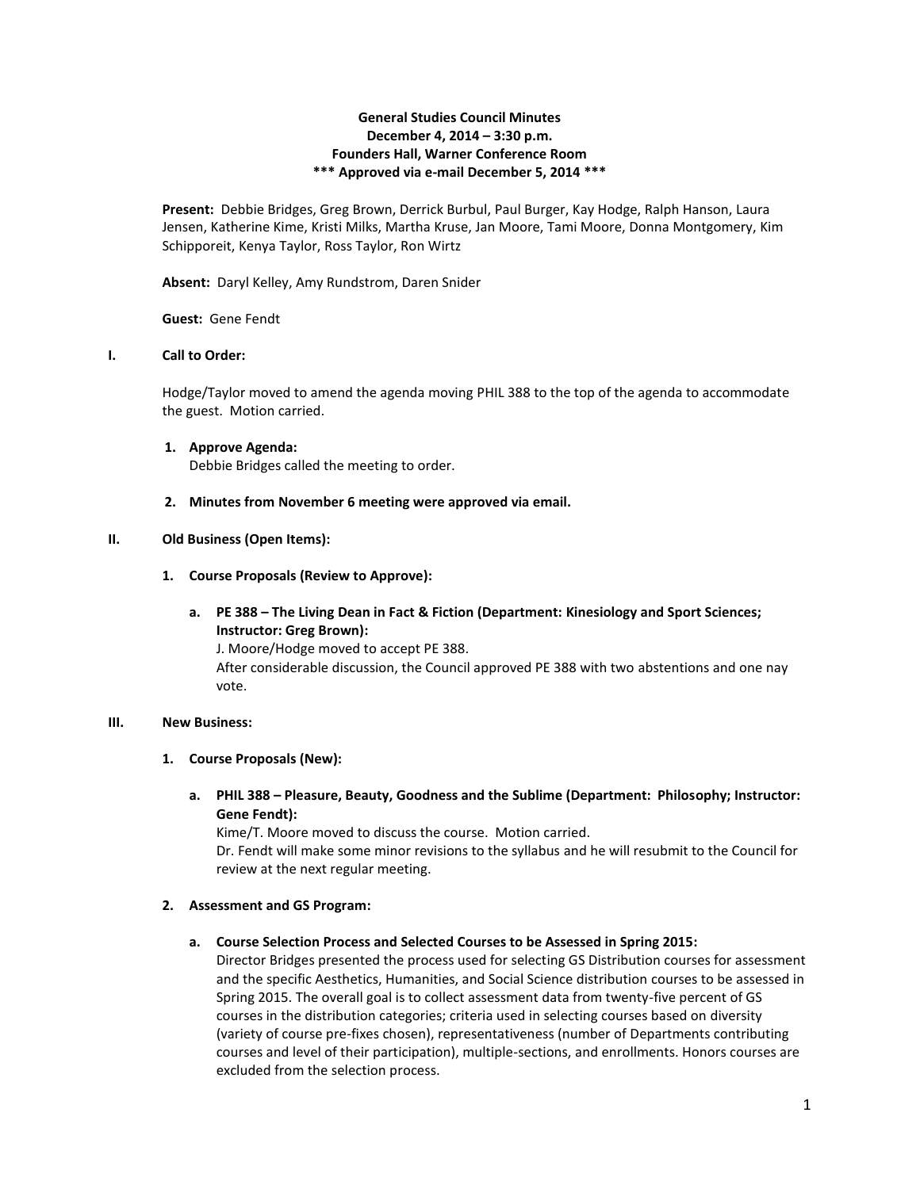# General Studies Council Minutes
## December 4, 2014 – 3:30 p.m.
## Founders Hall, Warner Conference Room
## *** Approved via e-mail December 5, 2014 ***

**Present:** Debbie Bridges, Greg Brown, Derrick Burbul, Paul Burger, Kay Hodge, Ralph Hanson, Laura Jensen, Katherine Kime, Kristi Milks, Martha Kruse, Jan Moore, Tami Moore, Donna Montgomery, Kim Schipporeit, Kenya Taylor, Ross Taylor, Ron Wirtz

**Absent:** Daryl Kelley, Amy Rundstrom, Daren Snider

**Guest:** Gene Fendt

**I. Call to Order:**

Hodge/Taylor moved to amend the agenda moving PHIL 388 to the top of the agenda to accommodate the guest. Motion carried.

1. **Approve Agenda:**
   Debbie Bridges called the meeting to order.

2. **Minutes from November 6 meeting were approved via email.**

**II. Old Business (Open Items):**

1. **Course Proposals (Review to Approve):**

   a. **PE 388 – The Living Dean in Fact & Fiction (Department: Kinesiology and Sport Sciences; Instructor: Greg Brown):**
   J. Moore/Hodge moved to accept PE 388.
   After considerable discussion, the Council approved PE 388 with two abstentions and one nay vote.

**III. New Business:**

1. **Course Proposals (New):**

   a. **PHIL 388 – Pleasure, Beauty, Goodness and the Sublime (Department: Philosophy; Instructor: Gene Fendt):**
   Kime/T. Moore moved to discuss the course. Motion carried.
   Dr. Fendt will make some minor revisions to the syllabus and he will resubmit to the Council for review at the next regular meeting.

2. **Assessment and GS Program:**

   a. **Course Selection Process and Selected Courses to be Assessed in Spring 2015:**
   Director Bridges presented the process used for selecting GS Distribution courses for assessment and the specific Aesthetics, Humanities, and Social Science distribution courses to be assessed in Spring 2015. The overall goal is to collect assessment data from twenty-five percent of GS courses in the distribution categories; criteria used in selecting courses based on diversity (variety of course pre-fixes chosen), representativeness (number of Departments contributing courses and level of their participation), multiple-sections, and enrollments. Honors courses are excluded from the selection process.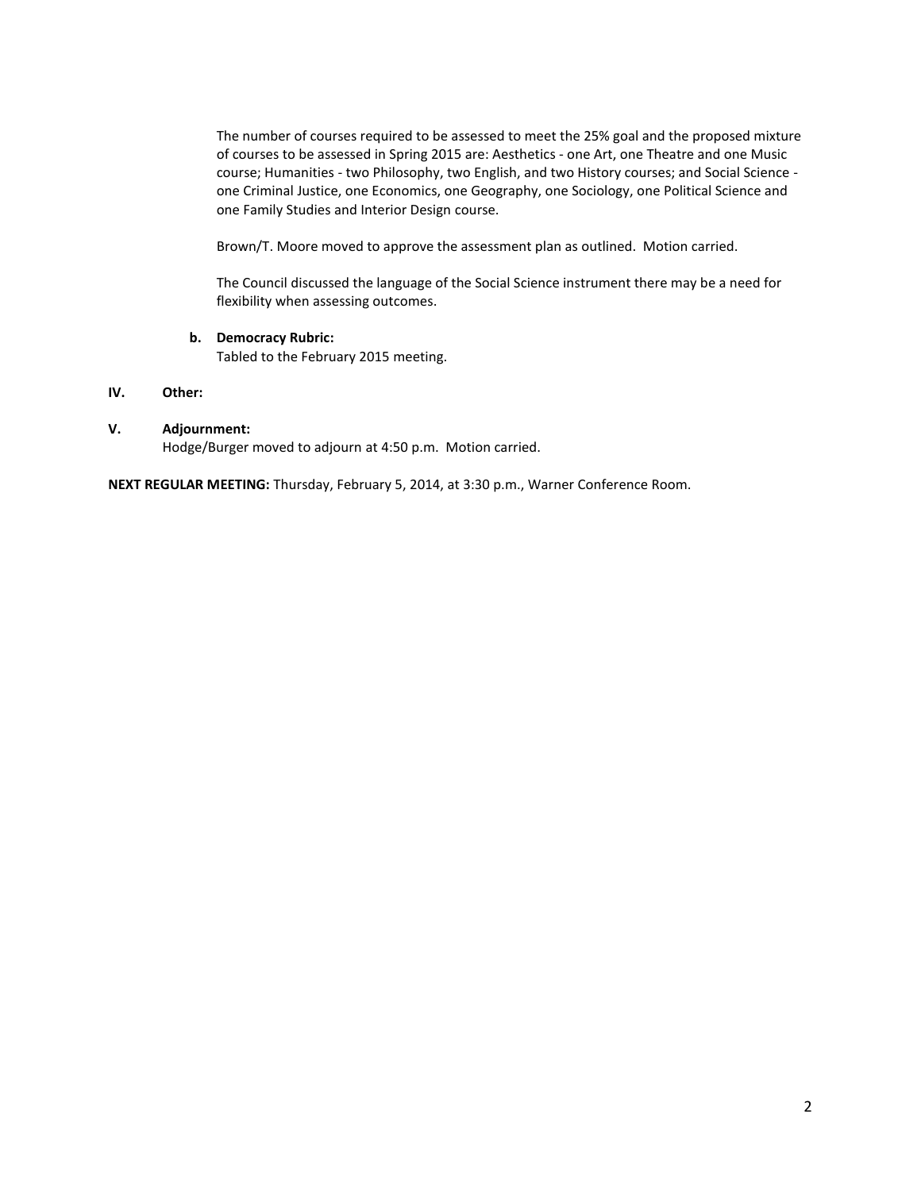The number of courses required to be assessed to meet the 25% goal and the proposed mixture of courses to be assessed in Spring 2015 are: Aesthetics - one Art, one Theatre and one Music course; Humanities - two Philosophy, two English, and two History courses; and Social Science - one Criminal Justice, one Economics, one Geography, one Sociology, one Political Science and one Family Studies and Interior Design course.

Brown/T. Moore moved to approve the assessment plan as outlined. Motion carried.

The Council discussed the language of the Social Science instrument there may be a need for flexibility when assessing outcomes.

**b. Democracy Rubric:**
Tabled to the February 2015 meeting.

**IV. Other:**

**V. Adjournment:**
Hodge/Burger moved to adjourn at 4:50 p.m. Motion carried.

**NEXT REGULAR MEETING:** Thursday, February 5, 2014, at 3:30 p.m., Warner Conference Room.